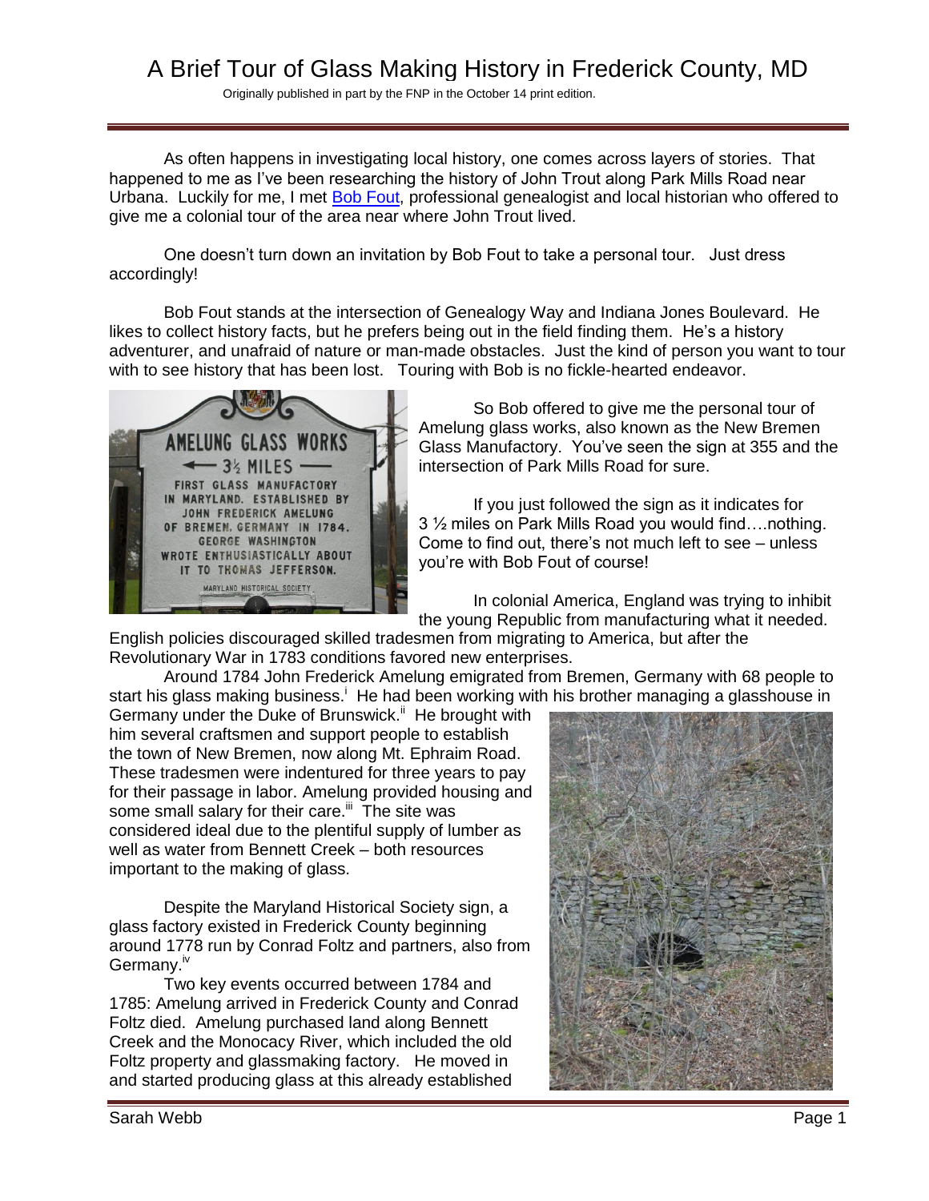# A Brief Tour of Glass Making History in Frederick County, MD

Originally published in part by the FNP in the October 14 print edition.

As often happens in investigating local history, one comes across layers of stories. That happened to me as I've been researching the history of John Trout along Park Mills Road near Urbana. Luckily for me, I met Bob Fout, professional genealogist and local historian who offered to give me a colonial tour of the area near where John Trout lived.

One doesn't turn down an invitation by Bob Fout to take a personal tour. Just dress accordingly!

Bob Fout stands at the intersection of Genealogy Way and Indiana Jones Boulevard. He likes to collect history facts, but he prefers being out in the field finding them. He's a history adventurer, and unafraid of nature or man-made obstacles. Just the kind of person you want to tour with to see history that has been lost. Touring with Bob is no fickle-hearted endeavor.

So Bob offered to give me the personal tour of Amelung glass works, also known as the New Bremen Glass Manufactory. You've seen the sign at 355 and the intersection of Park Mills Road for sure.

If you just followed the sign as it indicates for 3 ½ miles on Park Mills Road you would find….nothing. Come to find out, there's not much left to see – unless you're with Bob Fout of course!

In colonial America, England was trying to inhibit the young Republic from manufacturing what it needed. English policies discouraged skilled tradesmen from migrating to America, but after the Revolutionary War in 1783 conditions favored new enterprises.

Around 1784 John Frederick Amelung emigrated from Bremen, Germany with 68 people to start his glass making business.[i] He had been working with his brother managing a glasshouse in Germany under the Duke of Brunswick.[ii] He brought with him several craftsmen and support people to establish the town of New Bremen, now along Mt. Ephraim Road. These tradesmen were indentured for three years to pay for their passage in labor. Amelung provided housing and some small salary for their care.[iii] The site was considered ideal due to the plentiful supply of lumber as well as water from Bennett Creek – both resources important to the making of glass.

Despite the Maryland Historical Society sign, a glass factory existed in Frederick County beginning around 1778 run by Conrad Foltz and partners, also from Germany.[iv]

Two key events occurred between 1784 and 1785: Amelung arrived in Frederick County and Conrad Foltz died. Amelung purchased land along Bennett Creek and the Monocacy River, which included the old Foltz property and glassmaking factory. He moved in and started producing glass at this already established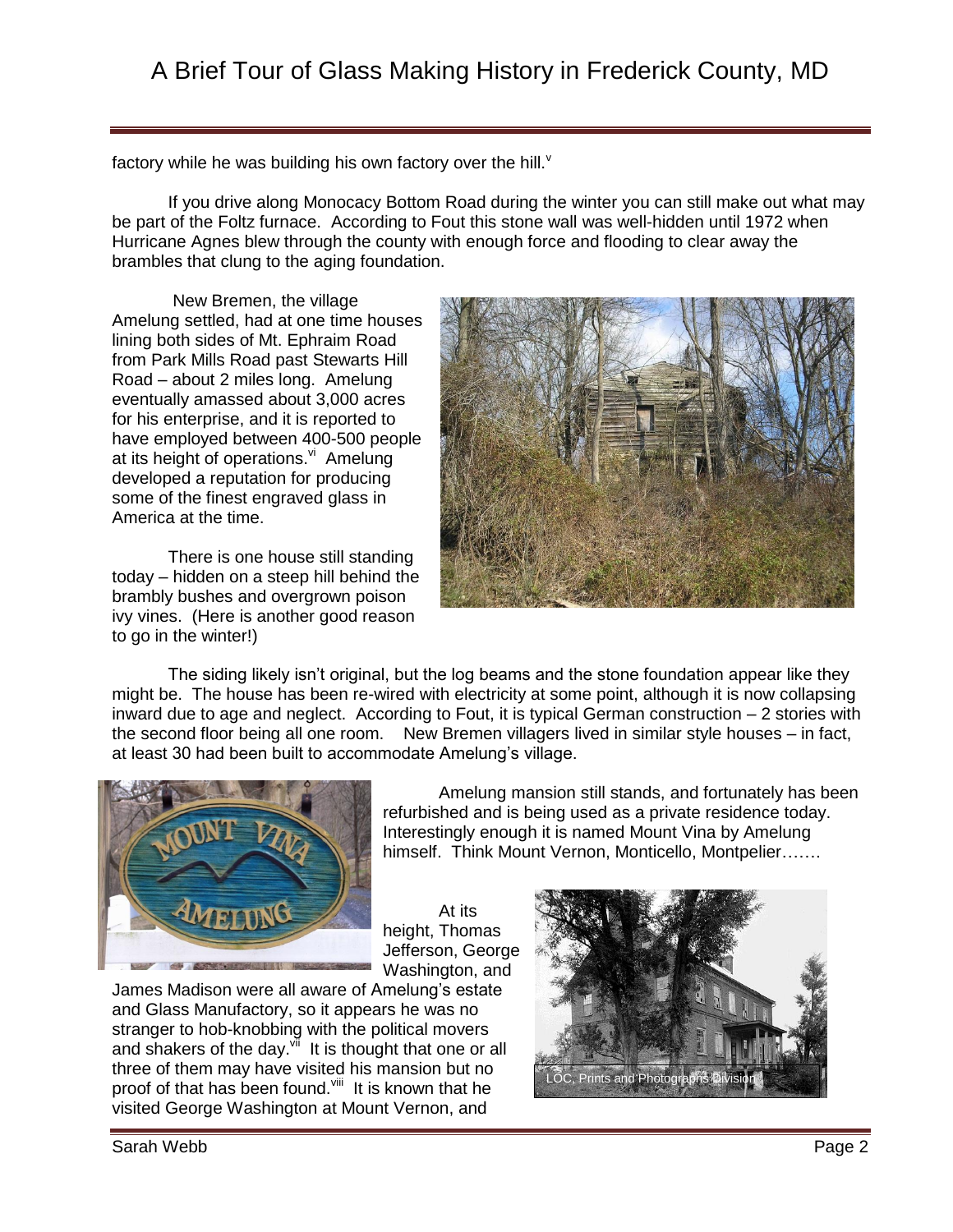factory while he was building his own factory over the hill.[v]

If you drive along Monocacy Bottom Road during the winter you can still make out what may be part of the Foltz furnace. According to Fout this stone wall was well-hidden until 1972 when Hurricane Agnes blew through the county with enough force and flooding to clear away the brambles that clung to the aging foundation.

New Bremen, the village Amelung settled, had at one time houses lining both sides of Mt. Ephraim Road from Park Mills Road past Stewarts Hill Road – about 2 miles long. Amelung eventually amassed about 3,000 acres for his enterprise, and it is reported to have employed between 400-500 people at its height of operations.[vi] Amelung developed a reputation for producing some of the finest engraved glass in America at the time.

There is one house still standing today – hidden on a steep hill behind the brambly bushes and overgrown poison ivy vines. (Here is another good reason to go in the winter!)

The siding likely isn't original, but the log beams and the stone foundation appear like they might be. The house has been re-wired with electricity at some point, although it is now collapsing inward due to age and neglect. According to Fout, it is typical German construction – 2 stories with the second floor being all one room. New Bremen villagers lived in similar style houses – in fact, at least 30 had been built to accommodate Amelung's village.

Amelung mansion still stands, and fortunately has been refurbished and is being used as a private residence today. Interestingly enough it is named Mount Vina by Amelung himself. Think Mount Vernon, Monticello, Montpelier…….

At its height, Thomas Jefferson, George Washington, and James Madison were all aware of Amelung's estate and Glass Manufactory, so it appears he was no stranger to hob-knobbing with the political movers and shakers of the day.[vii] It is thought that one or all three of them may have visited his mansion but no proof of that has been found.[viii] It is known that he visited George Washington at Mount Vernon, and

LOC, Prints and Photographs Division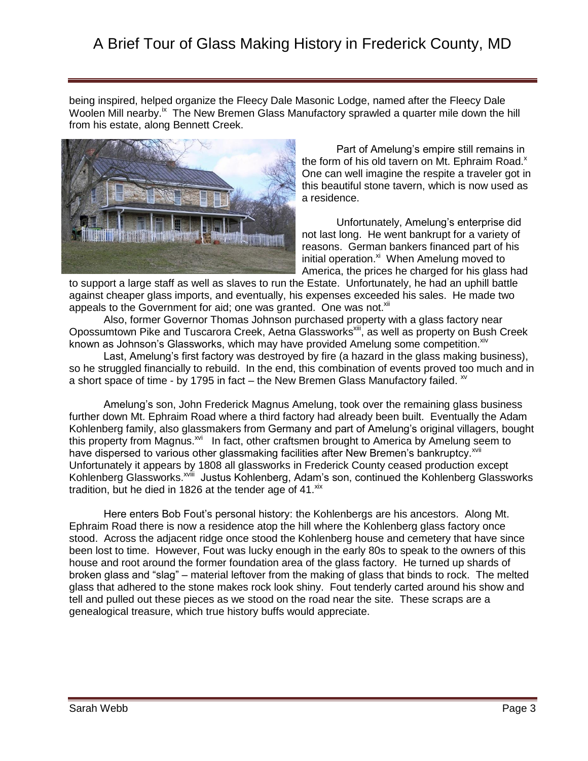being inspired, helped organize the Fleecy Dale Masonic Lodge, named after the Fleecy Dale Woolen Mill nearby.[ix] The New Bremen Glass Manufactory sprawled a quarter mile down the hill from his estate, along Bennett Creek.

Part of Amelung's empire still remains in the form of his old tavern on Mt. Ephraim Road.[x] One can well imagine the respite a traveler got in this beautiful stone tavern, which is now used as a residence.

Unfortunately, Amelung's enterprise did not last long. He went bankrupt for a variety of reasons. German bankers financed part of his initial operation.[xi] When Amelung moved to America, the prices he charged for his glass had to support a large staff as well as slaves to run the Estate. Unfortunately, he had an uphill battle against cheaper glass imports, and eventually, his expenses exceeded his sales. He made two appeals to the Government for aid; one was granted. One was not.[xii]

Also, former Governor Thomas Johnson purchased property with a glass factory near Opossumtown Pike and Tuscarora Creek, Aetna Glassworks[xiii], as well as property on Bush Creek known as Johnson's Glassworks, which may have provided Amelung some competition.[xiv]

Last, Amelung's first factory was destroyed by fire (a hazard in the glass making business), so he struggled financially to rebuild. In the end, this combination of events proved too much and in a short space of time - by 1795 in fact – the New Bremen Glass Manufactory failed.[xv]

Amelung's son, John Frederick Magnus Amelung, took over the remaining glass business further down Mt. Ephraim Road where a third factory had already been built. Eventually the Adam Kohlenberg family, also glassmakers from Germany and part of Amelung's original villagers, bought this property from Magnus.[xvi] In fact, other craftsmen brought to America by Amelung seem to have dispersed to various other glassmaking facilities after New Bremen's bankruptcy.[xvii] Unfortunately it appears by 1808 all glassworks in Frederick County ceased production except Kohlenberg Glassworks.[xviii] Justus Kohlenberg, Adam's son, continued the Kohlenberg Glassworks tradition, but he died in 1826 at the tender age of 41.[xix]

Here enters Bob Fout's personal history: the Kohlenbergs are his ancestors. Along Mt. Ephraim Road there is now a residence atop the hill where the Kohlenberg glass factory once stood. Across the adjacent ridge once stood the Kohlenberg house and cemetery that have since been lost to time. However, Fout was lucky enough in the early 80s to speak to the owners of this house and root around the former foundation area of the glass factory. He turned up shards of broken glass and "slag" – material leftover from the making of glass that binds to rock. The melted glass that adhered to the stone makes rock look shiny. Fout tenderly carted around his show and tell and pulled out these pieces as we stood on the road near the site. These scraps are a genealogical treasure, which true history buffs would appreciate.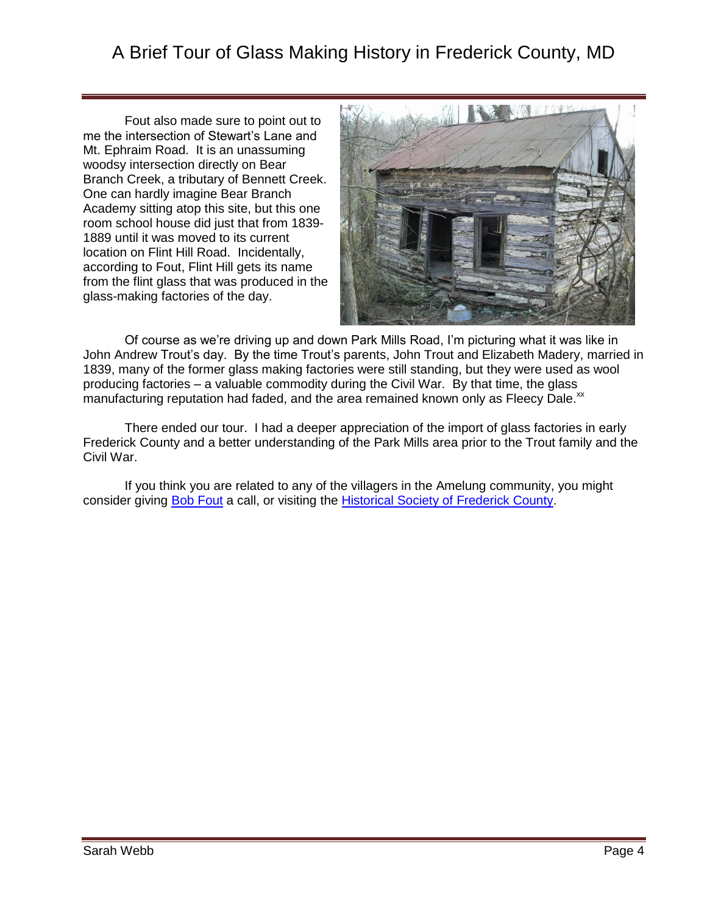Fout also made sure to point out to me the intersection of Stewart's Lane and Mt. Ephraim Road. It is an unassuming woodsy intersection directly on Bear Branch Creek, a tributary of Bennett Creek. One can hardly imagine Bear Branch Academy sitting atop this site, but this one room school house did just that from 1839-1889 until it was moved to its current location on Flint Hill Road. Incidentally, according to Fout, Flint Hill gets its name from the flint glass that was produced in the glass-making factories of the day.

Of course as we're driving up and down Park Mills Road, I'm picturing what it was like in John Andrew Trout's day. By the time Trout's parents, John Trout and Elizabeth Madery, married in 1839, many of the former glass making factories were still standing, but they were used as wool producing factories – a valuable commodity during the Civil War. By that time, the glass manufacturing reputation had faded, and the area remained known only as Fleecy Dale.[xx]

There ended our tour. I had a deeper appreciation of the import of glass factories in early Frederick County and a better understanding of the Park Mills area prior to the Trout family and the Civil War.

If you think you are related to any of the villagers in the Amelung community, you might consider giving Bob Fout a call, or visiting the Historical Society of Frederick County.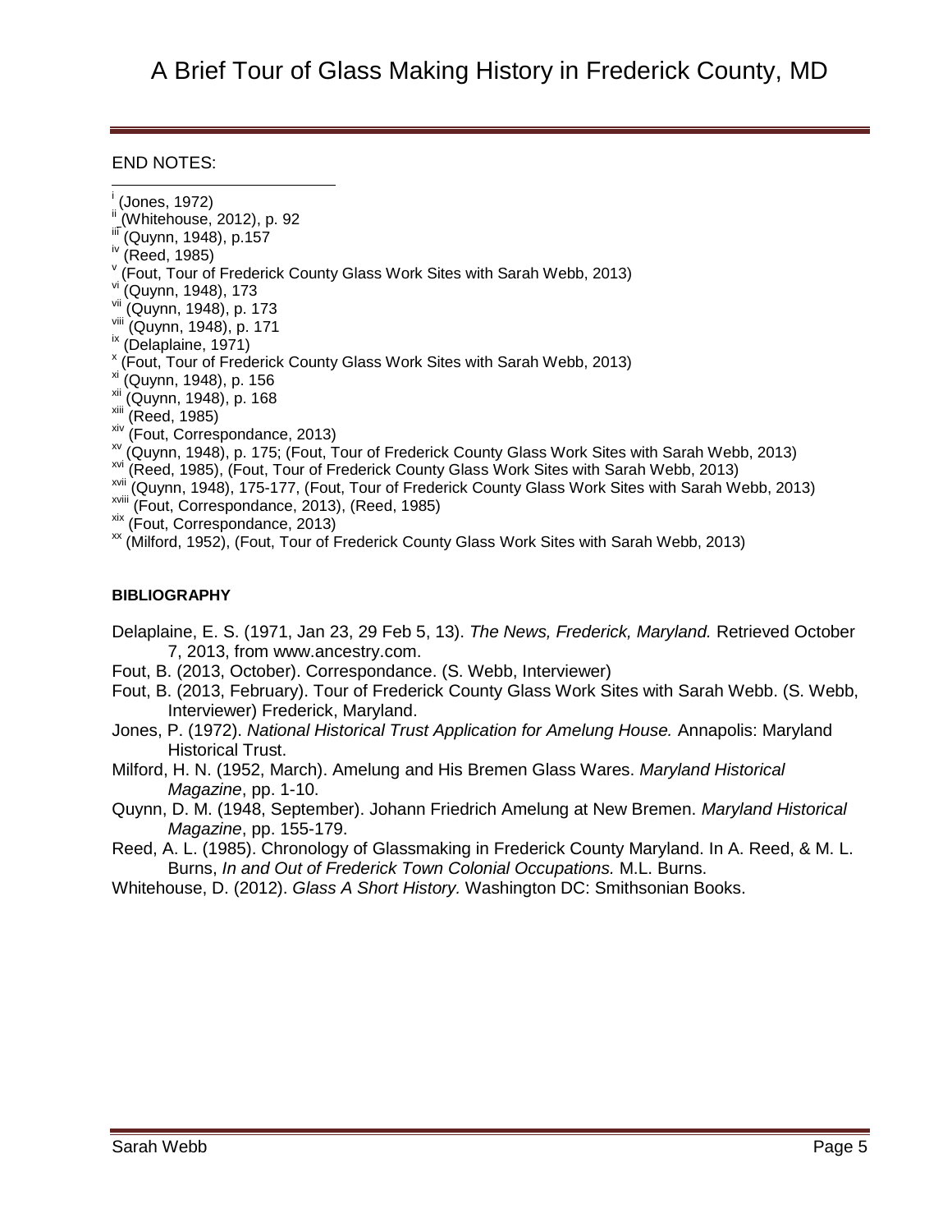END NOTES:

[i] (Jones, 1972)  
[ii] (Whitehouse, 2012), p. 92  
[iii] (Quynn, 1948), p.157  
[iv] (Reed, 1985)  
[v] (Fout, Tour of Frederick County Glass Work Sites with Sarah Webb, 2013)  
[vi] (Quynn, 1948), 173  
[vii] (Quynn, 1948), p. 173  
[viii] (Quynn, 1948), p. 171  
[ix] (Delaplaine, 1971)  
[x] (Fout, Tour of Frederick County Glass Work Sites with Sarah Webb, 2013)  
[xi] (Quynn, 1948), p. 156  
[xii] (Quynn, 1948), p. 168  
[xiii] (Reed, 1985)  
[xiv] (Fout, Correspondance, 2013)  
[xv] (Quynn, 1948), p. 175; (Fout, Tour of Frederick County Glass Work Sites with Sarah Webb, 2013)  
[xvi] (Reed, 1985), (Fout, Tour of Frederick County Glass Work Sites with Sarah Webb, 2013)  
[xvii] (Quynn, 1948), 175-177, (Fout, Tour of Frederick County Glass Work Sites with Sarah Webb, 2013)  
[xviii] (Fout, Correspondance, 2013), (Reed, 1985)  
[xix] (Fout, Correspondance, 2013)  
[xx] (Milford, 1952), (Fout, Tour of Frederick County Glass Work Sites with Sarah Webb, 2013)

**BIBLIOGRAPHY**

Delaplaine, E. S. (1971, Jan 23, 29 Feb 5, 13). *The News, Frederick, Maryland.* Retrieved October 7, 2013, from www.ancestry.com.

Fout, B. (2013, October). Correspondance. (S. Webb, Interviewer)

Fout, B. (2013, February). Tour of Frederick County Glass Work Sites with Sarah Webb. (S. Webb, Interviewer) Frederick, Maryland.

Jones, P. (1972). *National Historical Trust Application for Amelung House.* Annapolis: Maryland Historical Trust.

Milford, H. N. (1952, March). Amelung and His Bremen Glass Wares. *Maryland Historical Magazine*, pp. 1-10.

Quynn, D. M. (1948, September). Johann Friedrich Amelung at New Bremen. *Maryland Historical Magazine*, pp. 155-179.

Reed, A. L. (1985). Chronology of Glassmaking in Frederick County Maryland. In A. Reed, & M. L. Burns, *In and Out of Frederick Town Colonial Occupations.* M.L. Burns.

Whitehouse, D. (2012). *Glass A Short History.* Washington DC: Smithsonian Books.